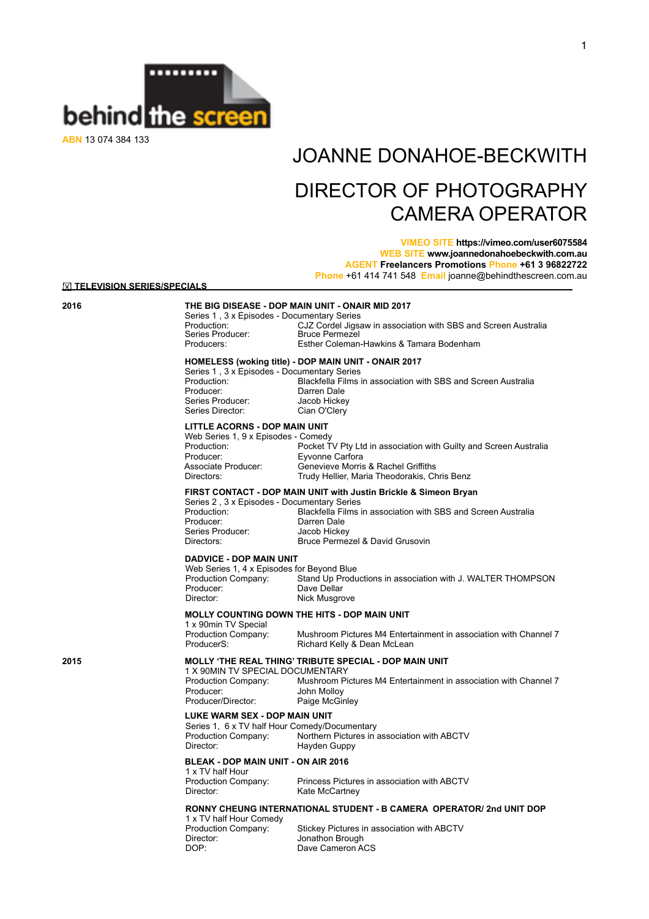behind the screen

**ABN** 13 074 384 133

# JOANNE DONAHOE-BECKWITH

## DIRECTOR OF PHOTOGRAPHY
## CAMERA OPERATOR

**VIMEO SITE https://vimeo.com/user6075584**
**WEB SITE www.joannedonahoebeckwith.com.au**
**AGENT Freelancers Promotions Phone +61 3 96822722**
**Phone** +61 414 741 548 **Email** joanne@behindthescreen.com.au

## TELEVISION SERIES/SPECIALS

### 2016

**THE BIG DISEASE - DOP MAIN UNIT - ONAIR MID 2017**
Series 1 , 3 x Episodes - Documentary Series
Production: CJZ Cordel Jigsaw in association with SBS and Screen Australia
Series Producer: Bruce Permezel
Producers: Esther Coleman-Hawkins & Tamara Bodenham

**HOMELESS (woking title) - DOP MAIN UNIT - ONAIR 2017**
Series 1 , 3 x Episodes - Documentary Series
Production: Blackfella Films in association with SBS and Screen Australia
Producer: Darren Dale
Series Producer: Jacob Hickey
Series Director: Cian O'Clery

**LITTLE ACORNS - DOP MAIN UNIT**
Web Series 1, 9 x Episodes - Comedy
Production: Pocket TV Pty Ltd in association with Guilty and Screen Australia
Producer: Eyvonne Carfora
Associate Producer: Genevieve Morris & Rachel Griffiths
Directors: Trudy Hellier, Maria Theodorakis, Chris Benz

**FIRST CONTACT - DOP MAIN UNIT with Justin Brickle & Simeon Bryan**
Series 2 , 3 x Episodes - Documentary Series
Production: Blackfella Films in association with SBS and Screen Australia
Producer: Darren Dale
Series Producer: Jacob Hickey
Directors: Bruce Permezel & David Grusovin

**DADVICE - DOP MAIN UNIT**
Web Series 1, 4 x Episodes for Beyond Blue
Production Company: Stand Up Productions in association with J. WALTER THOMPSON
Producer: Dave Dellar
Director: Nick Musgrove

**MOLLY COUNTING DOWN THE HITS - DOP MAIN UNIT**
1 x 90min TV Special
Production Company: Mushroom Pictures M4 Entertainment in association with Channel 7
ProducerS: Richard Kelly & Dean McLean

### 2015

**MOLLY 'THE REAL THING' TRIBUTE SPECIAL - DOP MAIN UNIT**
1 X 90MIN TV SPECIAL DOCUMENTARY
Production Company: Mushroom Pictures M4 Entertainment in association with Channel 7
Producer: John Molloy
Producer/Director: Paige McGinley

**LUKE WARM SEX - DOP MAIN UNIT**
Series 1, 6 x TV half Hour Comedy/Documentary
Production Company: Northern Pictures in association with ABCTV
Director: Hayden Guppy

**BLEAK - DOP MAIN UNIT - ON AIR 2016**
1 x TV half Hour
Production Company: Princess Pictures in association with ABCTV
Director: Kate McCartney

**RONNY CHEUNG INTERNATIONAL STUDENT - B CAMERA OPERATOR/ 2nd UNIT DOP**
1 x TV half Hour Comedy
Production Company: Stickey Pictures in association with ABCTV
Director: Jonathon Brough
DOP: Dave Cameron ACS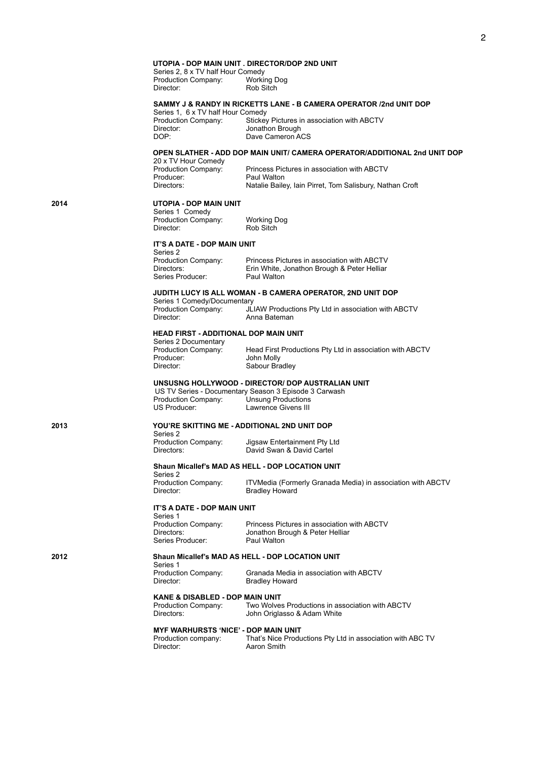**UTOPIA - DOP MAIN UNIT . DIRECTOR/DOP 2ND UNIT**
Series 2, 8 x TV half Hour Comedy
Production Company: Working Dog
Director: Rob Sitch

**SAMMY J & RANDY IN RICKETTS LANE - B CAMERA OPERATOR /2nd UNIT DOP**
Series 1, 6 x TV half Hour Comedy
Production Company: Stickey Pictures in association with ABCTV
Director: Jonathon Brough
DOP: Dave Cameron ACS

**OPEN SLATHER - ADD DOP MAIN UNIT/ CAMERA OPERATOR/ADDITIONAL 2nd UNIT DOP**
20 x TV Hour Comedy
Production Company: Princess Pictures in association with ABCTV
Producer: Paul Walton
Directors: Natalie Bailey, Iain Pirret, Tom Salisbury, Nathan Croft

## 2014

**UTOPIA - DOP MAIN UNIT**
Series 1 Comedy
Production Company: Working Dog
Director: Rob Sitch

**IT'S A DATE - DOP MAIN UNIT**
Series 2
Production Company: Princess Pictures in association with ABCTV
Directors: Erin White, Jonathon Brough & Peter Helliar
Series Producer: Paul Walton

**JUDITH LUCY IS ALL WOMAN - B CAMERA OPERATOR, 2ND UNIT DOP**
Series 1 Comedy/Documentary
Production Company: JLIAW Productions Pty Ltd in association with ABCTV
Director: Anna Bateman

**HEAD FIRST - ADDITIONAL DOP MAIN UNIT**
Series 2 Documentary
Production Company: Head First Productions Pty Ltd in association with ABCTV
Producer: John Molly
Director: Sabour Bradley

**UNSUSNG HOLLYWOOD - DIRECTOR/ DOP AUSTRALIAN UNIT**
US TV Series - Documentary Season 3 Episode 3 Carwash
Production Company: Unsung Productions
US Producer: Lawrence Givens III

## 2013

**YOU'RE SKITTING ME - ADDITIONAL 2ND UNIT DOP**
Series 2
Production Company: Jigsaw Entertainment Pty Ltd
Directors: David Swan & David Cartel

**Shaun Micallef's MAD AS HELL - DOP LOCATION UNIT**
Series 2
Production Company: ITVMedia (Formerly Granada Media) in association with ABCTV
Director: Bradley Howard

**IT'S A DATE - DOP MAIN UNIT**
Series 1
Production Company: Princess Pictures in association with ABCTV
Directors: Jonathon Brough & Peter Helliar
Series Producer: Paul Walton

## 2012

**Shaun Micallef's MAD AS HELL - DOP LOCATION UNIT**
Series 1
Production Company: Granada Media in association with ABCTV
Director: Bradley Howard

**KANE & DISABLED - DOP MAIN UNIT**
Production Company: Two Wolves Productions in association with ABCTV
Directors: John Origlasso & Adam White

**MYF WARHURSTS 'NICE' - DOP MAIN UNIT**
Production company: That's Nice Productions Pty Ltd in association with ABC TV
Director: Aaron Smith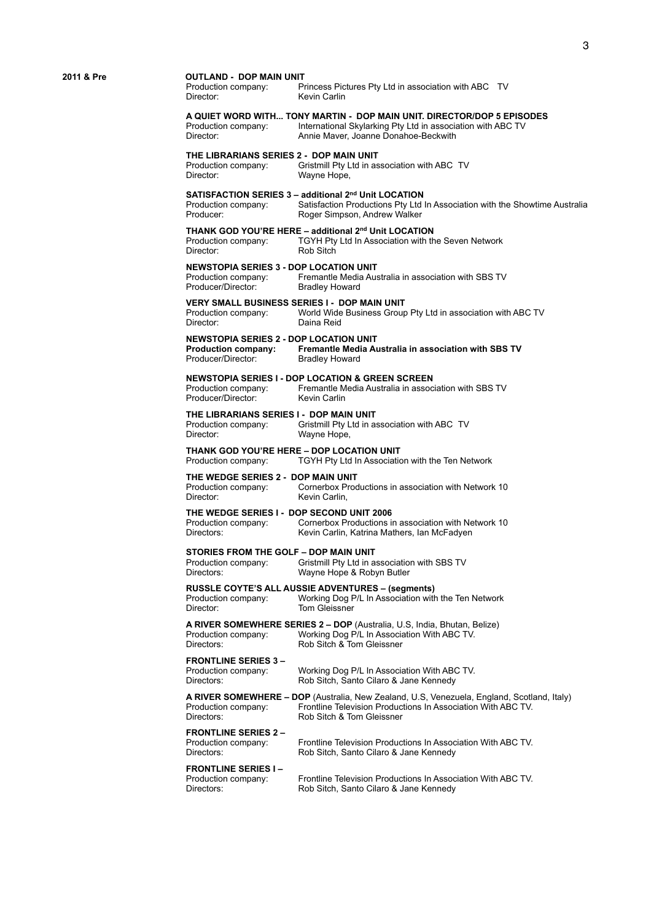**2011 & Pre**

**OUTLAND - DOP MAIN UNIT**
Production company: Princess Pictures Pty Ltd in association with ABC TV
Director: Kevin Carlin

**A QUIET WORD WITH... TONY MARTIN - DOP MAIN UNIT. DIRECTOR/DOP 5 EPISODES**
Production company: International Skylarking Pty Ltd in association with ABC TV
Director: Annie Maver, Joanne Donahoe-Beckwith

**THE LIBRARIANS SERIES 2 - DOP MAIN UNIT**
Production company: Gristmill Pty Ltd in association with ABC TV
Director: Wayne Hope,

**SATISFACTION SERIES 3 – additional 2nd Unit LOCATION**
Production company: Satisfaction Productions Pty Ltd In Association with the Showtime Australia
Producer: Roger Simpson, Andrew Walker

**THANK GOD YOU'RE HERE – additional 2nd Unit LOCATION**
Production company: TGYH Pty Ltd In Association with the Seven Network
Director: Rob Sitch

**NEWSTOPIA SERIES 3 - DOP LOCATION UNIT**
Production company: Fremantle Media Australia in association with SBS TV
Producer/Director: Bradley Howard

**VERY SMALL BUSINESS SERIES I - DOP MAIN UNIT**
Production company: World Wide Business Group Pty Ltd in association with ABC TV
Director: Daina Reid

**NEWSTOPIA SERIES 2 - DOP LOCATION UNIT**
**Production company: Fremantle Media Australia in association with SBS TV**
Producer/Director: Bradley Howard

**NEWSTOPIA SERIES I - DOP LOCATION & GREEN SCREEN**
Production company: Fremantle Media Australia in association with SBS TV
Producer/Director: Kevin Carlin

**THE LIBRARIANS SERIES I - DOP MAIN UNIT**
Production company: Gristmill Pty Ltd in association with ABC TV
Director: Wayne Hope,

**THANK GOD YOU'RE HERE – DOP LOCATION UNIT**
Production company: TGYH Pty Ltd In Association with the Ten Network

**THE WEDGE SERIES 2 - DOP MAIN UNIT**
Production company: Cornerbox Productions in association with Network 10
Director: Kevin Carlin,

**THE WEDGE SERIES I - DOP SECOND UNIT 2006**
Production company: Cornerbox Productions in association with Network 10
Directors: Kevin Carlin, Katrina Mathers, Ian McFadyen

**STORIES FROM THE GOLF – DOP MAIN UNIT**
Production company: Gristmill Pty Ltd in association with SBS TV
Directors: Wayne Hope & Robyn Butler

**RUSSLE COYTE'S ALL AUSSIE ADVENTURES – (segments)**
Production company: Working Dog P/L In Association with the Ten Network
Director: Tom Gleissner

**A RIVER SOMEWHERE SERIES 2 – DOP** (Australia, U.S, India, Bhutan, Belize)
Production company: Working Dog P/L In Association With ABC TV.
Directors: Rob Sitch & Tom Gleissner

**FRONTLINE SERIES 3 –**
Production company: Working Dog P/L In Association With ABC TV.
Directors: Rob Sitch, Santo Cilaro & Jane Kennedy

**A RIVER SOMEWHERE – DOP** (Australia, New Zealand, U.S, Venezuela, England, Scotland, Italy)
Production company: Frontline Television Productions In Association With ABC TV.
Directors: Rob Sitch & Tom Gleissner

**FRONTLINE SERIES 2 –**
Production company: Frontline Television Productions In Association With ABC TV.
Directors: Rob Sitch, Santo Cilaro & Jane Kennedy

**FRONTLINE SERIES I –**
Production company: Frontline Television Productions In Association With ABC TV.
Directors: Rob Sitch, Santo Cilaro & Jane Kennedy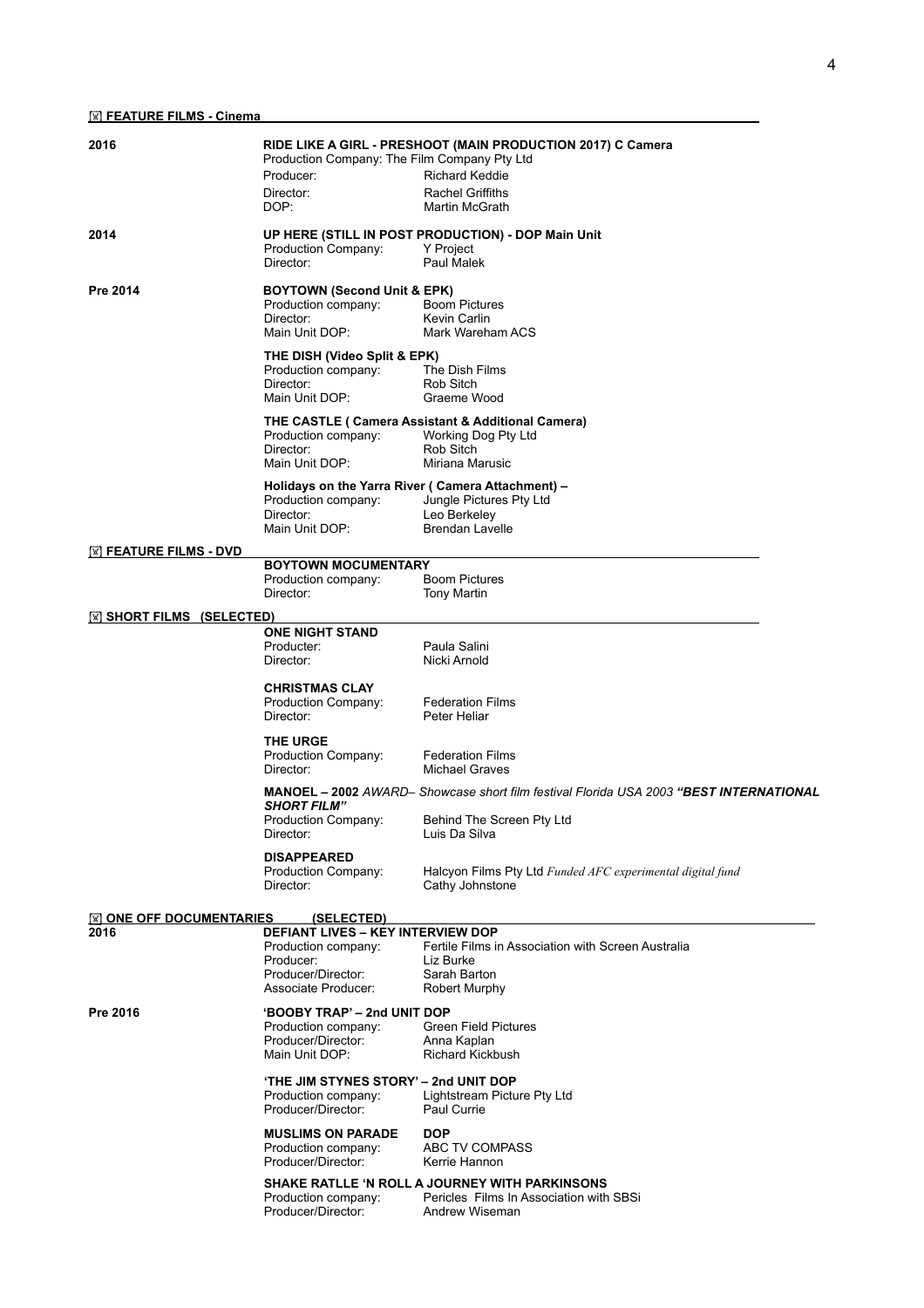## FEATURE FILMS - Cinema

**2016**

**RIDE LIKE A GIRL - PRESHOOT (MAIN PRODUCTION 2017) C Camera**
Production Company: The Film Company Pty Ltd
Producer: Richard Keddie
Director: Rachel Griffiths
DOP: Martin McGrath

**2014**

**UP HERE (STILL IN POST PRODUCTION) - DOP Main Unit**
Production Company: Y Project
Director: Paul Malek

**Pre 2014**

**BOYTOWN (Second Unit & EPK)**
Production company: Boom Pictures
Director: Kevin Carlin
Main Unit DOP: Mark Wareham ACS

**THE DISH (Video Split & EPK)**
Production company: The Dish Films
Director: Rob Sitch
Main Unit DOP: Graeme Wood

**THE CASTLE ( Camera Assistant & Additional Camera)**
Production company: Working Dog Pty Ltd
Director: Rob Sitch
Main Unit DOP: Miriana Marusic

**Holidays on the Yarra River ( Camera Attachment) –**
Production company: Jungle Pictures Pty Ltd
Director: Leo Berkeley
Main Unit DOP: Brendan Lavelle

## FEATURE FILMS - DVD

**BOYTOWN MOCUMENTARY**
Production company: Boom Pictures
Director: Tony Martin

## SHORT FILMS (SELECTED)

**ONE NIGHT STAND**
Producter: Paula Salini
Director: Nicki Arnold

**CHRISTMAS CLAY**
Production Company: Federation Films
Director: Peter Heliar

**THE URGE**
Production Company: Federation Films
Director: Michael Graves

**MANOEL – 2002** *AWARD– Showcase short film festival Florida USA 2003* ***"BEST INTERNATIONAL SHORT FILM"***
Production Company: Behind The Screen Pty Ltd
Director: Luis Da Silva

**DISAPPEARED**
Production Company: Halcyon Films Pty Ltd *Funded AFC experimental digital fund*
Director: Cathy Johnstone

## ONE OFF DOCUMENTARIES (SELECTED)

**2016**

**DEFIANT LIVES – KEY INTERVIEW DOP**
Production company: Fertile Films in Association with Screen Australia
Producer: Liz Burke
Producer/Director: Sarah Barton
Associate Producer: Robert Murphy

**Pre 2016**

**'BOOBY TRAP' – 2nd UNIT DOP**
Production company: Green Field Pictures
Producer/Director: Anna Kaplan
Main Unit DOP: Richard Kickbush

**'THE JIM STYNES STORY' – 2nd UNIT DOP**
Production company: Lightstream Picture Pty Ltd
Producer/Director: Paul Currie

**MUSLIMS ON PARADE** **DOP**
Production company: ABC TV COMPASS
Producer/Director: Kerrie Hannon

**SHAKE RATTLE 'N ROLL A JOURNEY WITH PARKINSONS**
Production company: Pericles Films In Association with SBSi
Producer/Director: Andrew Wiseman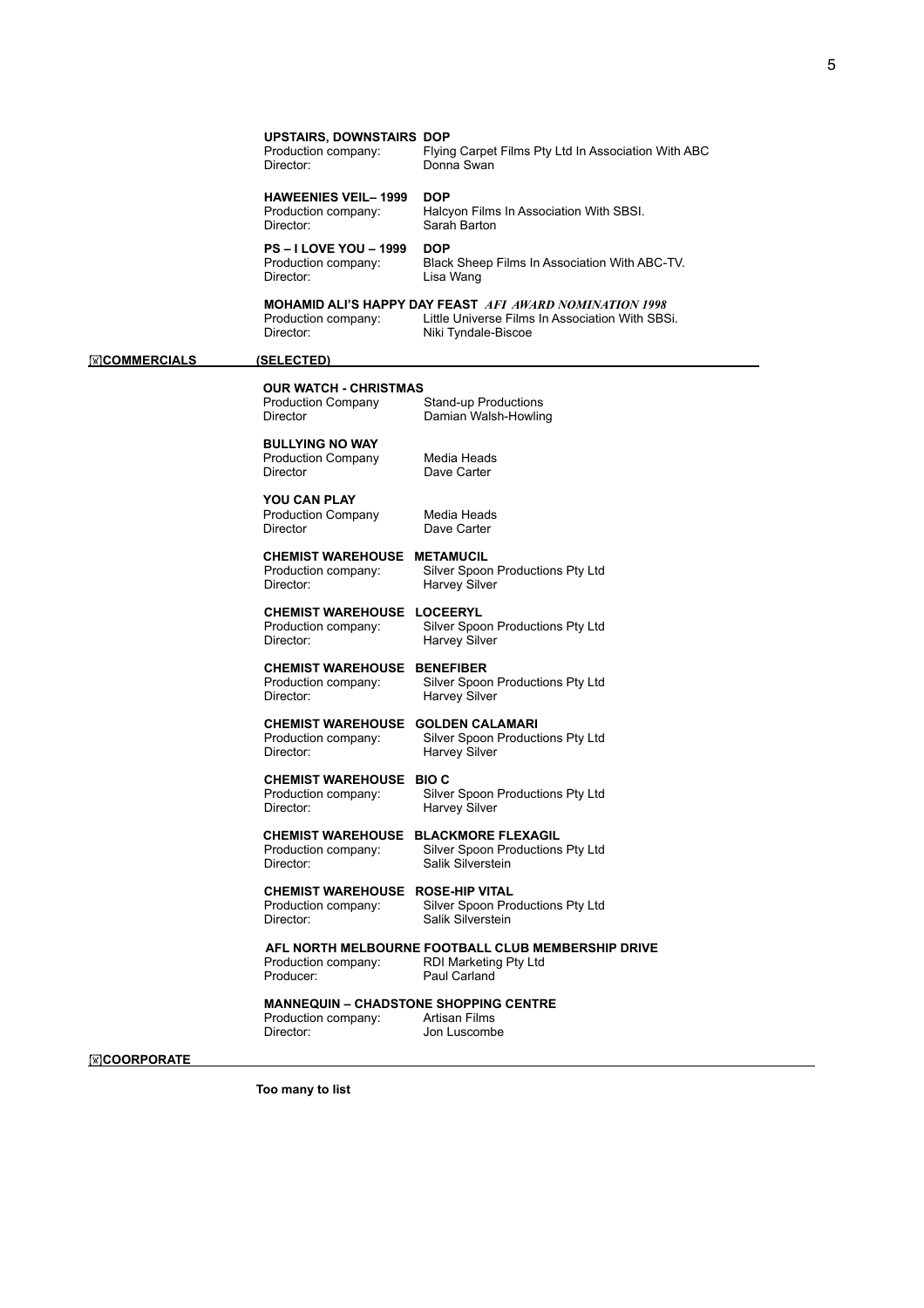**UPSTAIRS, DOWNSTAIRS** **DOP**
Production company: Flying Carpet Films Pty Ltd In Association With ABC
Director: Donna Swan

**HAWEENIES VEIL– 1999** **DOP**
Production company: Halcyon Films In Association With SBSI.
Director: Sarah Barton

**PS – I LOVE YOU – 1999** **DOP**
Production company: Black Sheep Films In Association With ABC-TV.
Director: Lisa Wang

**MOHAMID ALI'S HAPPY DAY FEAST** ***AFI AWARD NOMINATION 1998***
Production company: Little Universe Films In Association With SBSi.
Director: Niki Tyndale-Biscoe

## COMMERCIALS (SELECTED)

**OUR WATCH - CHRISTMAS**
Production Company: Stand-up Productions
Director: Damian Walsh-Howling

**BULLYING NO WAY**
Production Company: Media Heads
Director: Dave Carter

**YOU CAN PLAY**
Production Company: Media Heads
Director: Dave Carter

**CHEMIST WAREHOUSE METAMUCIL**
Production company: Silver Spoon Productions Pty Ltd
Director: Harvey Silver

**CHEMIST WAREHOUSE LOCEERYL**
Production company: Silver Spoon Productions Pty Ltd
Director: Harvey Silver

**CHEMIST WAREHOUSE BENEFIBER**
Production company: Silver Spoon Productions Pty Ltd
Director: Harvey Silver

**CHEMIST WAREHOUSE GOLDEN CALAMARI**
Production company: Silver Spoon Productions Pty Ltd
Director: Harvey Silver

**CHEMIST WAREHOUSE BIO C**
Production company: Silver Spoon Productions Pty Ltd
Director: Harvey Silver

**CHEMIST WAREHOUSE BLACKMORE FLEXAGIL**
Production company: Silver Spoon Productions Pty Ltd
Director: Salik Silverstein

**CHEMIST WAREHOUSE ROSE-HIP VITAL**
Production company: Silver Spoon Productions Pty Ltd
Director: Salik Silverstein

**AFL NORTH MELBOURNE FOOTBALL CLUB MEMBERSHIP DRIVE**
Production company: RDI Marketing Pty Ltd
Producer: Paul Carland

**MANNEQUIN – CHADSTONE SHOPPING CENTRE**
Production company: Artisan Films
Director: Jon Luscombe

## COORPORATE

**Too many to list**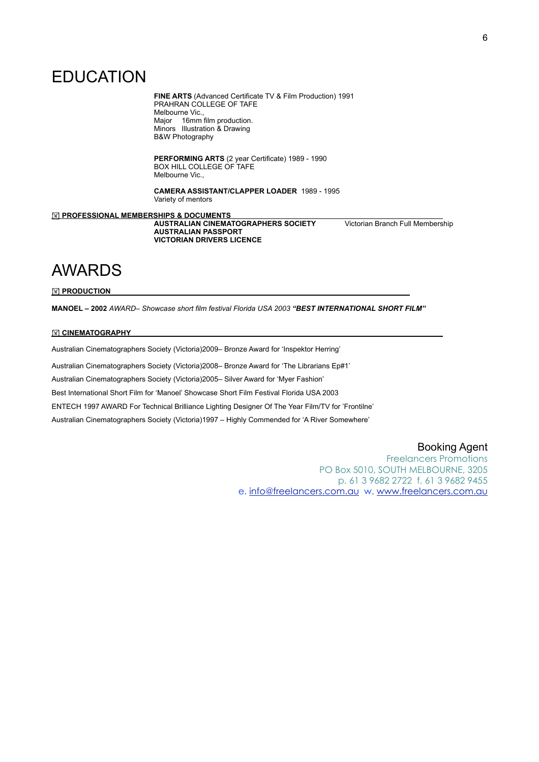# EDUCATION

**FINE ARTS** (Advanced Certificate TV & Film Production) 1991
PRAHRAN COLLEGE OF TAFE
Melbourne Vic.,
Major 16mm film production.
Minors Illustration & Drawing
B&W Photography

**PERFORMING ARTS** (2 year Certificate) 1989 - 1990
BOX HILL COLLEGE OF TAFE
Melbourne Vic.,

**CAMERA ASSISTANT/CLAPPER LOADER** 1989 - 1995
Variety of mentors

**PROFESSIONAL MEMBERSHIPS & DOCUMENTS**

**AUSTRALIAN CINEMATOGRAPHERS SOCIETY** Victorian Branch Full Membership
**AUSTRALIAN PASSPORT**
**VICTORIAN DRIVERS LICENCE**

# AWARDS

**PRODUCTION**

**MANOEL – 2002** *AWARD– Showcase short film festival Florida USA 2003* ***"BEST INTERNATIONAL SHORT FILM"***

**CINEMATOGRAPHY**

Australian Cinematographers Society (Victoria)2009– Bronze Award for 'Inspektor Herring'

Australian Cinematographers Society (Victoria)2008– Bronze Award for 'The Librarians Ep#1'

Australian Cinematographers Society (Victoria)2005– Silver Award for 'Myer Fashion'

Best International Short Film for 'Manoel' Showcase Short Film Festival Florida USA 2003

ENTECH 1997 AWARD For Technical Brilliance Lighting Designer Of The Year Film/TV for 'Frontilne'

Australian Cinematographers Society (Victoria)1997 – Highly Commended for 'A River Somewhere'

Booking Agent
Freelancers Promotions
PO Box 5010, SOUTH MELBOURNE, 3205
p. 61 3 9682 2722 f. 61 3 9682 9455
e. info@freelancers.com.au w. www.freelancers.com.au